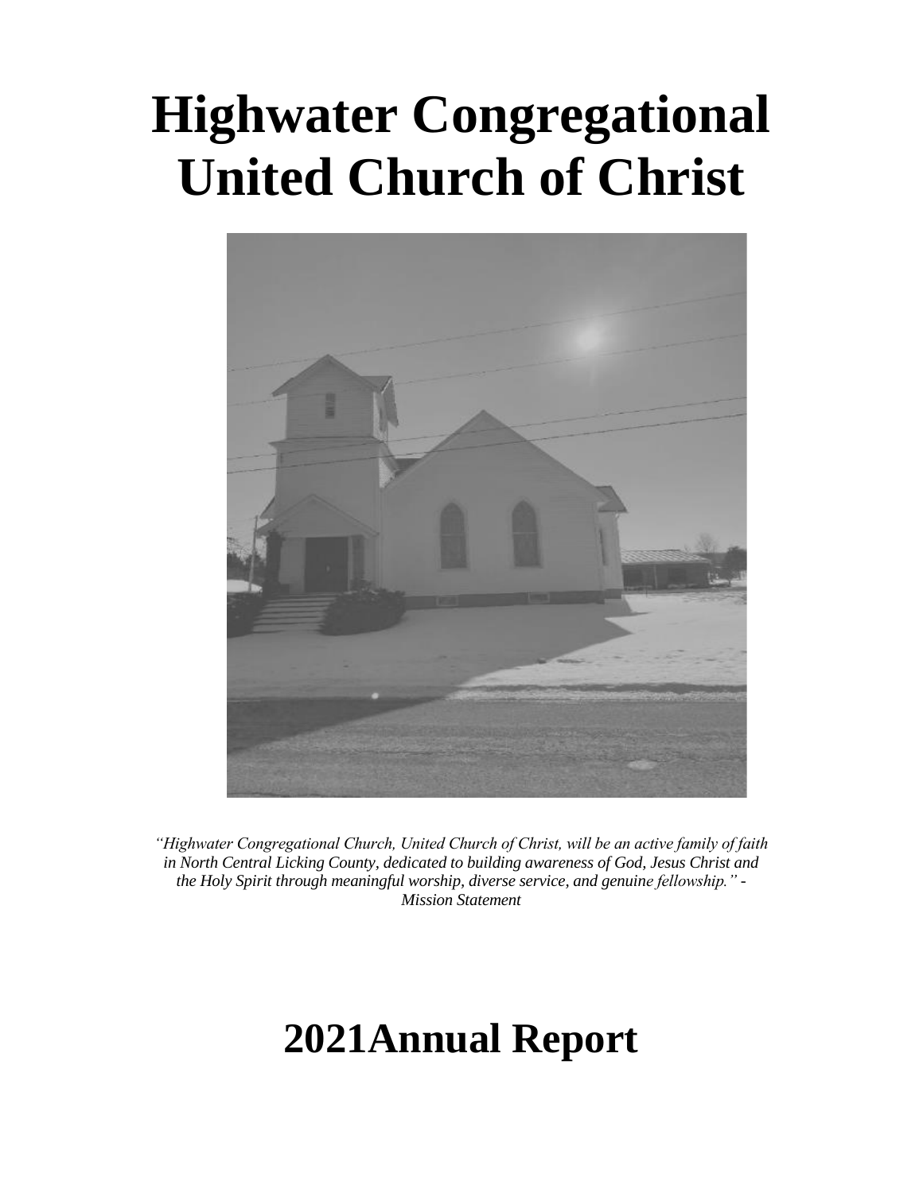# Highwater Congregational United Church of Christ

*"Highwater Congregational Church, United Church of Christ, will be an active family of faith in North Central Licking County, dedicated to building awareness of God, Jesus Christ and the Holy Spirit through meaningful worship, diverse service, and genuine fellowship."* - *Mission Statement*

# 2021Annual Report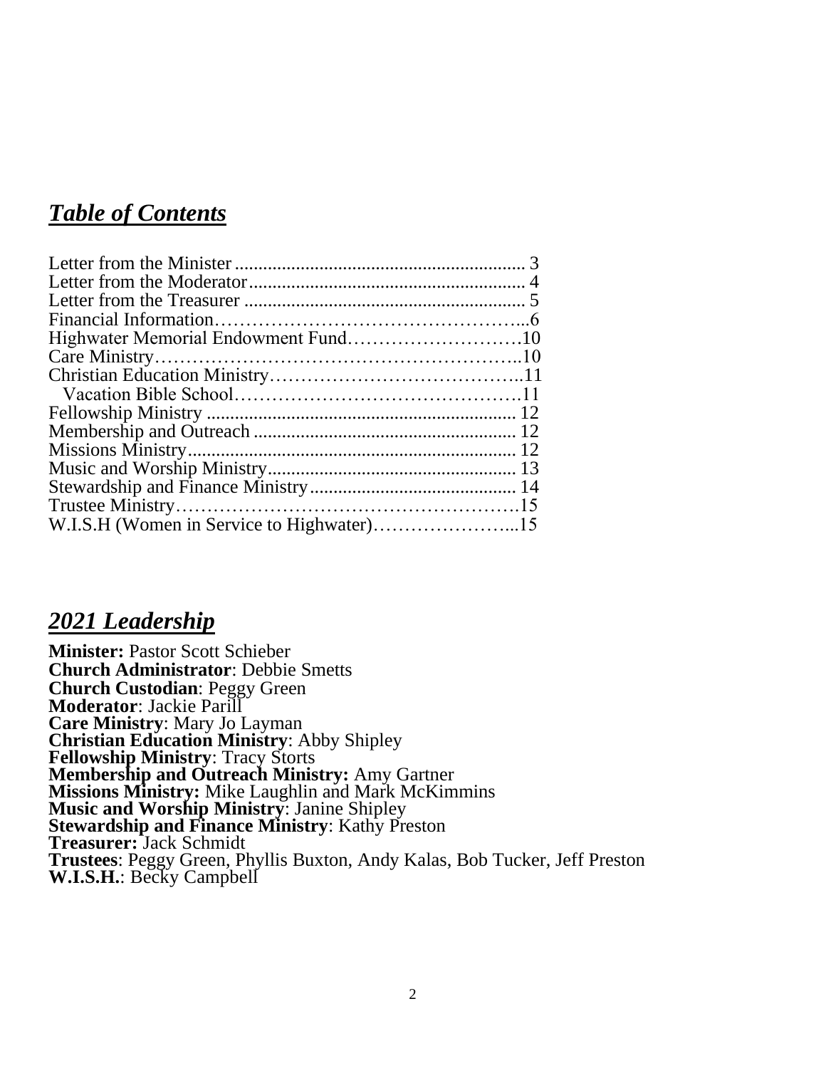## ***Table of Contents***

Letter from the Minister ............................................................ 3
Letter from the Moderator.......................................................... 4
Letter from the Treasurer .......................................................... 5
Financial Information…………………………………………...6
Highwater Memorial Endowment Fund……………………….10
Care Ministry…………………………………………………..10
Christian Education Ministry…………………………………..11
  Vacation Bible School……………………………………….11
Fellowship Ministry ................................................................ 12
Membership and Outreach ...................................................... 12
Missions Ministry.................................................................... 12
Music and Worship Ministry................................................... 13
Stewardship and Finance Ministry.......................................... 14
Trustee Ministry……………………………………………….15
W.I.S.H (Women in Service to Highwater)…………………...15

## ***2021 Leadership***

**Minister:** Pastor Scott Schieber
**Church Administrator**: Debbie Smetts
**Church Custodian**: Peggy Green
**Moderator**: Jackie Parill
**Care Ministry**: Mary Jo Layman
**Christian Education Ministry**: Abby Shipley
**Fellowship Ministry**: Tracy Storts
**Membership and Outreach Ministry:** Amy Gartner
**Missions Ministry:** Mike Laughlin and Mark McKimmins
**Music and Worship Ministry**: Janine Shipley
**Stewardship and Finance Ministry**: Kathy Preston
**Treasurer:** Jack Schmidt
**Trustees**: Peggy Green, Phyllis Buxton, Andy Kalas, Bob Tucker, Jeff Preston
**W.I.S.H.**: Becky Campbell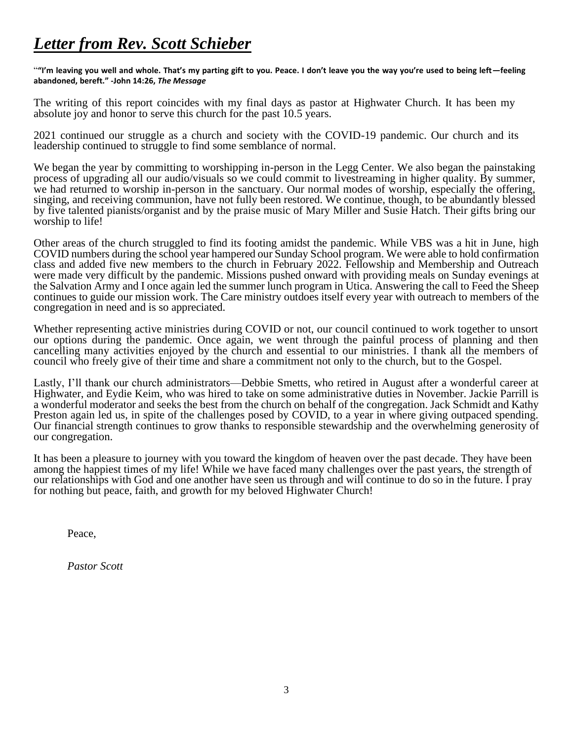# *Letter from Rev. Scott Schieber*

**""I'm leaving you well and whole. That's my parting gift to you. Peace. I don't leave you the way you're used to being left—feeling abandoned, bereft." -John 14:26, *The Message***

The writing of this report coincides with my final days as pastor at Highwater Church. It has been my absolute joy and honor to serve this church for the past 10.5 years.

2021 continued our struggle as a church and society with the COVID-19 pandemic. Our church and its leadership continued to struggle to find some semblance of normal.

We began the year by committing to worshipping in-person in the Legg Center. We also began the painstaking process of upgrading all our audio/visuals so we could commit to livestreaming in higher quality. By summer, we had returned to worship in-person in the sanctuary. Our normal modes of worship, especially the offering, singing, and receiving communion, have not fully been restored. We continue, though, to be abundantly blessed by five talented pianists/organist and by the praise music of Mary Miller and Susie Hatch. Their gifts bring our worship to life!

Other areas of the church struggled to find its footing amidst the pandemic. While VBS was a hit in June, high COVID numbers during the school year hampered our Sunday School program. We were able to hold confirmation class and added five new members to the church in February 2022. Fellowship and Membership and Outreach were made very difficult by the pandemic. Missions pushed onward with providing meals on Sunday evenings at the Salvation Army and I once again led the summer lunch program in Utica. Answering the call to Feed the Sheep continues to guide our mission work. The Care ministry outdoes itself every year with outreach to members of the congregation in need and is so appreciated.

Whether representing active ministries during COVID or not, our council continued to work together to unsort our options during the pandemic. Once again, we went through the painful process of planning and then cancelling many activities enjoyed by the church and essential to our ministries. I thank all the members of council who freely give of their time and share a commitment not only to the church, but to the Gospel.

Lastly, I'll thank our church administrators—Debbie Smetts, who retired in August after a wonderful career at Highwater, and Eydie Keim, who was hired to take on some administrative duties in November. Jackie Parrill is a wonderful moderator and seeks the best from the church on behalf of the congregation. Jack Schmidt and Kathy Preston again led us, in spite of the challenges posed by COVID, to a year in where giving outpaced spending. Our financial strength continues to grow thanks to responsible stewardship and the overwhelming generosity of our congregation.

It has been a pleasure to journey with you toward the kingdom of heaven over the past decade. They have been among the happiest times of my life! While we have faced many challenges over the past years, the strength of our relationships with God and one another have seen us through and will continue to do so in the future. I pray for nothing but peace, faith, and growth for my beloved Highwater Church!

Peace,

*Pastor Scott*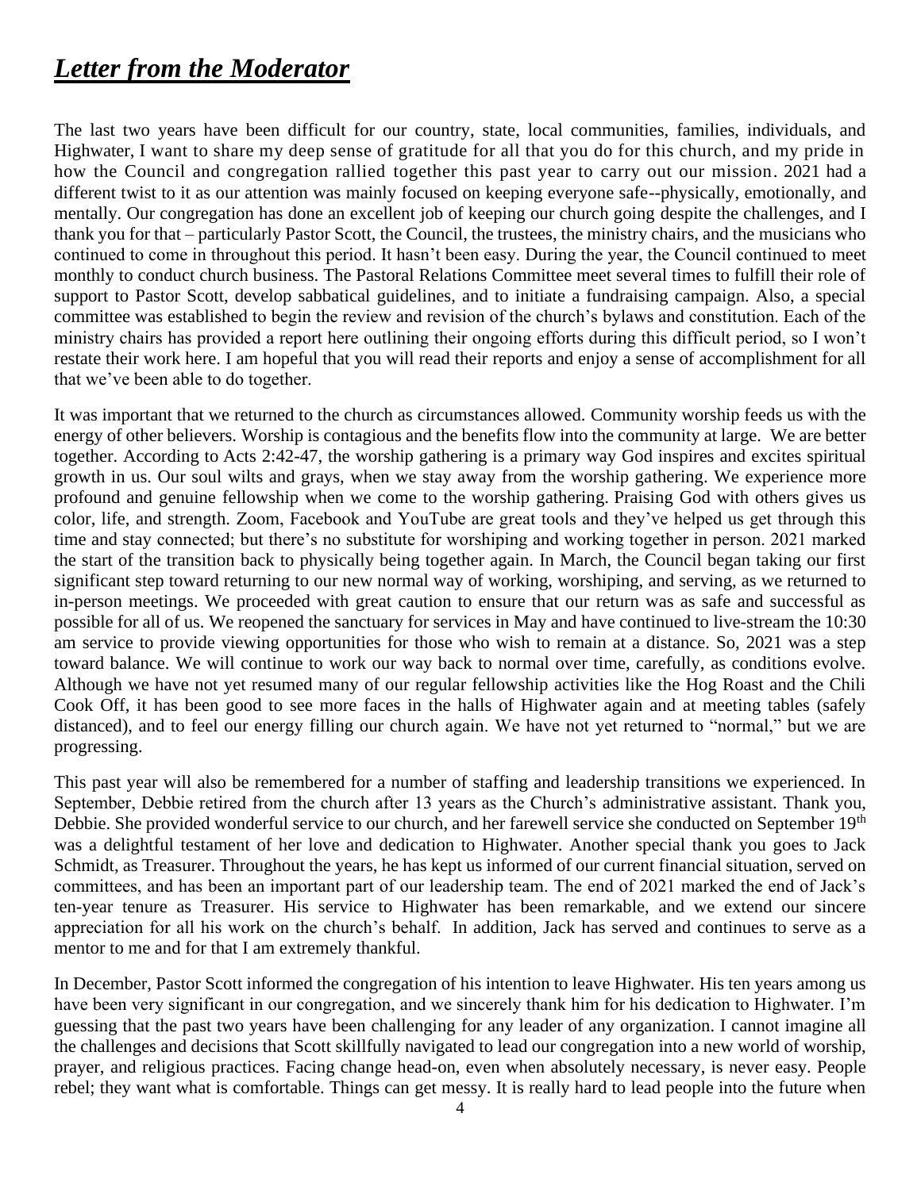# ***Letter from the Moderator***

The last two years have been difficult for our country, state, local communities, families, individuals, and Highwater, I want to share my deep sense of gratitude for all that you do for this church, and my pride in how the Council and congregation rallied together this past year to carry out our mission. 2021 had a different twist to it as our attention was mainly focused on keeping everyone safe--physically, emotionally, and mentally. Our congregation has done an excellent job of keeping our church going despite the challenges, and I thank you for that – particularly Pastor Scott, the Council, the trustees, the ministry chairs, and the musicians who continued to come in throughout this period. It hasn't been easy. During the year, the Council continued to meet monthly to conduct church business. The Pastoral Relations Committee meet several times to fulfill their role of support to Pastor Scott, develop sabbatical guidelines, and to initiate a fundraising campaign. Also, a special committee was established to begin the review and revision of the church's bylaws and constitution. Each of the ministry chairs has provided a report here outlining their ongoing efforts during this difficult period, so I won't restate their work here. I am hopeful that you will read their reports and enjoy a sense of accomplishment for all that we've been able to do together.

It was important that we returned to the church as circumstances allowed. Community worship feeds us with the energy of other believers. Worship is contagious and the benefits flow into the community at large. We are better together. According to Acts 2:42-47, the worship gathering is a primary way God inspires and excites spiritual growth in us. Our soul wilts and grays, when we stay away from the worship gathering. We experience more profound and genuine fellowship when we come to the worship gathering. Praising God with others gives us color, life, and strength. Zoom, Facebook and YouTube are great tools and they've helped us get through this time and stay connected; but there's no substitute for worshiping and working together in person. 2021 marked the start of the transition back to physically being together again. In March, the Council began taking our first significant step toward returning to our new normal way of working, worshiping, and serving, as we returned to in-person meetings. We proceeded with great caution to ensure that our return was as safe and successful as possible for all of us. We reopened the sanctuary for services in May and have continued to live-stream the 10:30 am service to provide viewing opportunities for those who wish to remain at a distance. So, 2021 was a step toward balance. We will continue to work our way back to normal over time, carefully, as conditions evolve. Although we have not yet resumed many of our regular fellowship activities like the Hog Roast and the Chili Cook Off, it has been good to see more faces in the halls of Highwater again and at meeting tables (safely distanced), and to feel our energy filling our church again. We have not yet returned to "normal," but we are progressing.

This past year will also be remembered for a number of staffing and leadership transitions we experienced. In September, Debbie retired from the church after 13 years as the Church's administrative assistant. Thank you, Debbie. She provided wonderful service to our church, and her farewell service she conducted on September 19th was a delightful testament of her love and dedication to Highwater. Another special thank you goes to Jack Schmidt, as Treasurer. Throughout the years, he has kept us informed of our current financial situation, served on committees, and has been an important part of our leadership team. The end of 2021 marked the end of Jack's ten-year tenure as Treasurer. His service to Highwater has been remarkable, and we extend our sincere appreciation for all his work on the church's behalf. In addition, Jack has served and continues to serve as a mentor to me and for that I am extremely thankful.

In December, Pastor Scott informed the congregation of his intention to leave Highwater. His ten years among us have been very significant in our congregation, and we sincerely thank him for his dedication to Highwater. I'm guessing that the past two years have been challenging for any leader of any organization. I cannot imagine all the challenges and decisions that Scott skillfully navigated to lead our congregation into a new world of worship, prayer, and religious practices. Facing change head-on, even when absolutely necessary, is never easy. People rebel; they want what is comfortable. Things can get messy. It is really hard to lead people into the future when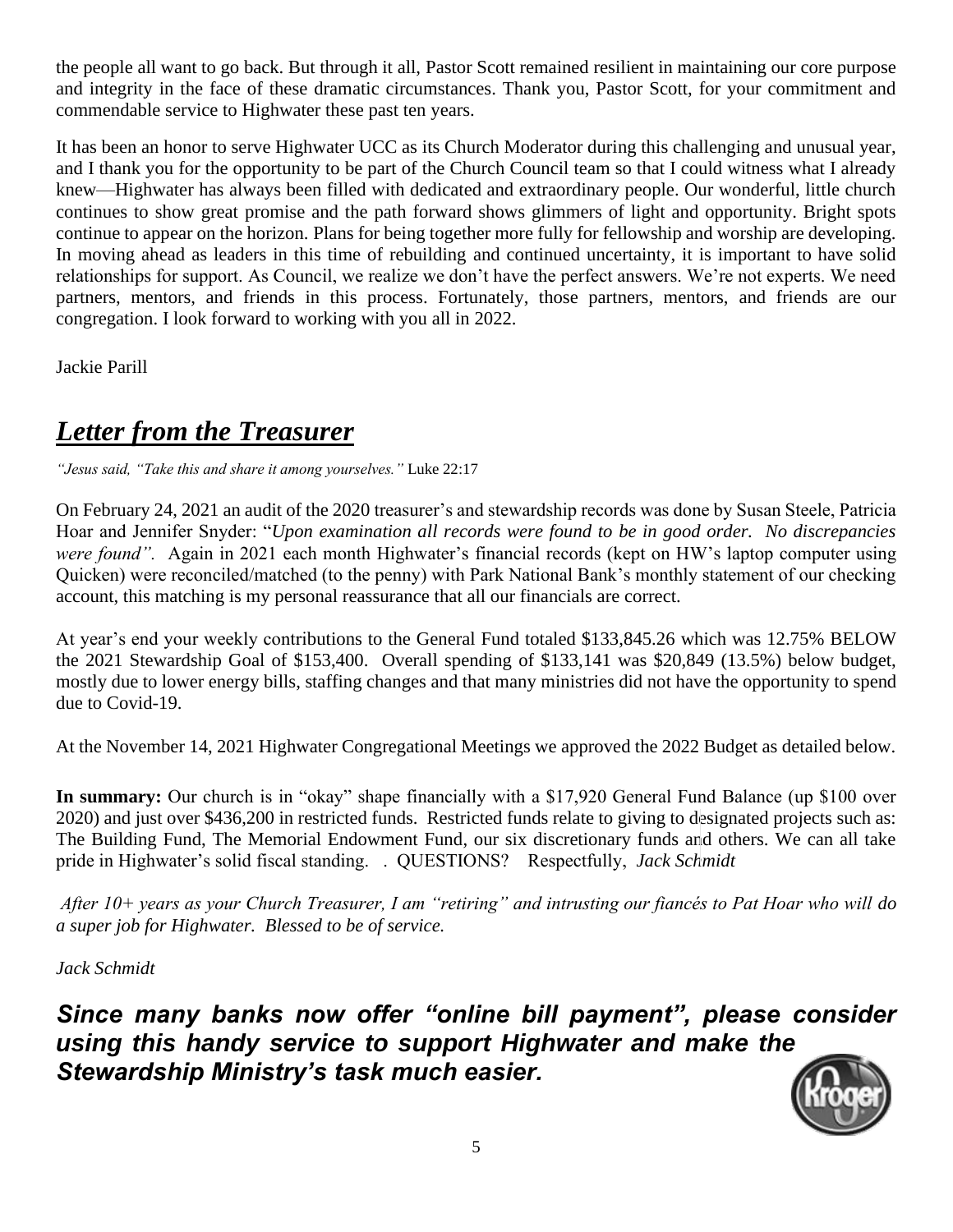the people all want to go back. But through it all, Pastor Scott remained resilient in maintaining our core purpose and integrity in the face of these dramatic circumstances. Thank you, Pastor Scott, for your commitment and commendable service to Highwater these past ten years.

It has been an honor to serve Highwater UCC as its Church Moderator during this challenging and unusual year, and I thank you for the opportunity to be part of the Church Council team so that I could witness what I already knew—Highwater has always been filled with dedicated and extraordinary people. Our wonderful, little church continues to show great promise and the path forward shows glimmers of light and opportunity. Bright spots continue to appear on the horizon. Plans for being together more fully for fellowship and worship are developing. In moving ahead as leaders in this time of rebuilding and continued uncertainty, it is important to have solid relationships for support. As Council, we realize we don't have the perfect answers. We're not experts. We need partners, mentors, and friends in this process. Fortunately, those partners, mentors, and friends are our congregation. I look forward to working with you all in 2022.

Jackie Parill

## ***Letter from the Treasurer***

*"Jesus said, "Take this and share it among yourselves."* Luke 22:17

On February 24, 2021 an audit of the 2020 treasurer's and stewardship records was done by Susan Steele, Patricia Hoar and Jennifer Snyder: "*Upon examination all records were found to be in good order. No discrepancies were found".* Again in 2021 each month Highwater's financial records (kept on HW's laptop computer using Quicken) were reconciled/matched (to the penny) with Park National Bank's monthly statement of our checking account, this matching is my personal reassurance that all our financials are correct.

At year's end your weekly contributions to the General Fund totaled $133,845.26 which was 12.75% BELOW the 2021 Stewardship Goal of $153,400. Overall spending of $133,141 was $20,849 (13.5%) below budget, mostly due to lower energy bills, staffing changes and that many ministries did not have the opportunity to spend due to Covid-19.

At the November 14, 2021 Highwater Congregational Meetings we approved the 2022 Budget as detailed below.

**In summary:** Our church is in "okay" shape financially with a $17,920 General Fund Balance (up $100 over 2020) and just over $436,200 in restricted funds. Restricted funds relate to giving to designated projects such as: The Building Fund, The Memorial Endowment Fund, our six discretionary funds and others. We can all take pride in Highwater's solid fiscal standing. . QUESTIONS? Respectfully, *Jack Schmidt*

*After 10+ years as your Church Treasurer, I am "retiring" and intrusting our fiancés to Pat Hoar who will do a super job for Highwater. Blessed to be of service.*

*Jack Schmidt*

***Since many banks now offer "online bill payment", please consider using this handy service to support Highwater and make the Stewardship Ministry's task much easier.***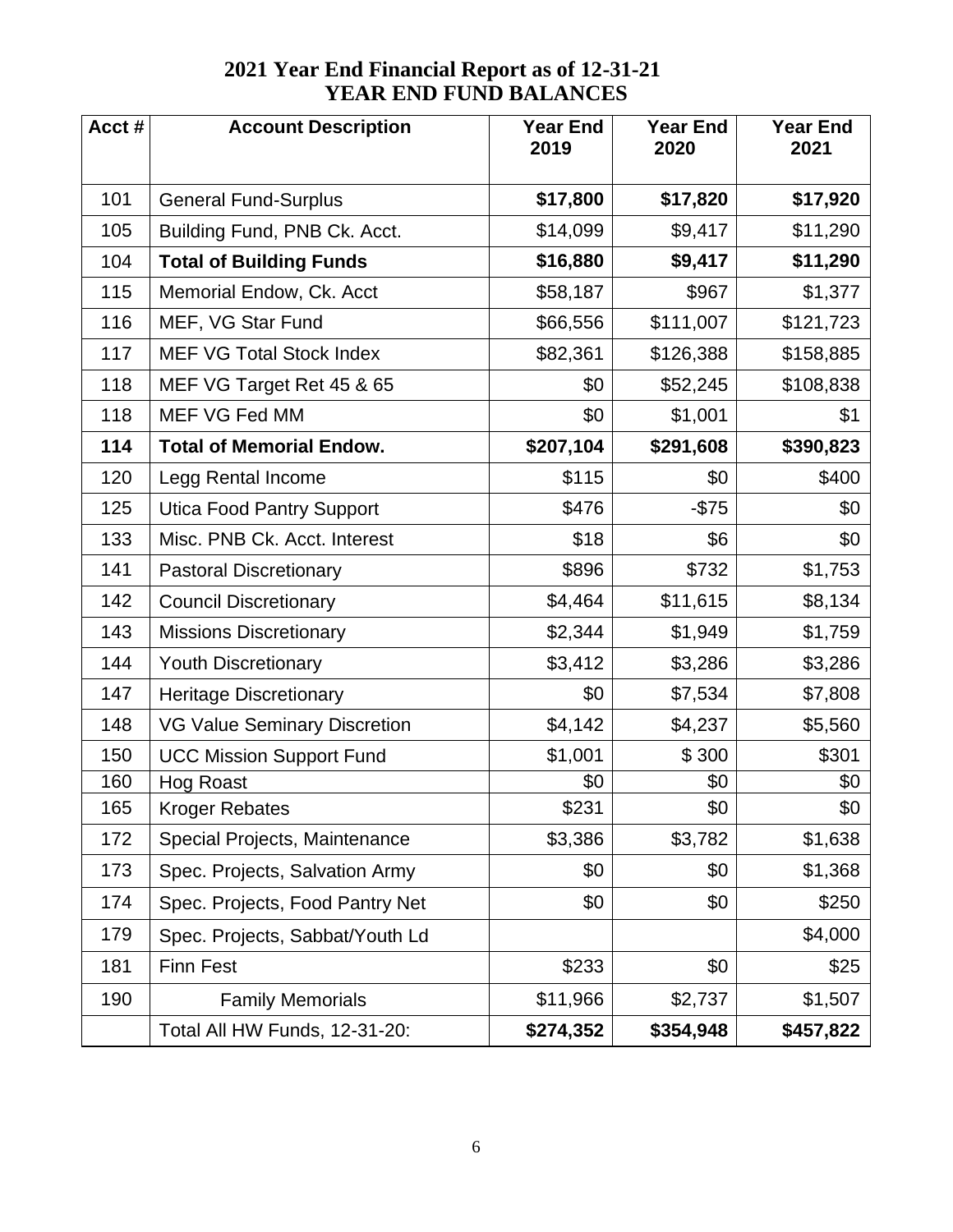# 2021 Year End Financial Report as of 12-31-21
## YEAR END FUND BALANCES

| Acct # | Account Description | Year End 2019 | Year End 2020 | Year End 2021 |
|---|---|---|---|---|
| 101 | General Fund-Surplus | **$17,800** | **$17,820** | **$17,920** |
| 105 | Building Fund, PNB Ck. Acct. | $14,099 | $9,417 | $11,290 |
| 104 | **Total of Building Funds** | **$16,880** | **$9,417** | **$11,290** |
| 115 | Memorial Endow, Ck. Acct | $58,187 | $967 | $1,377 |
| 116 | MEF, VG Star Fund | $66,556 | $111,007 | $121,723 |
| 117 | MEF VG Total Stock Index | $82,361 | $126,388 | $158,885 |
| 118 | MEF VG Target Ret 45 & 65 | $0 | $52,245 | $108,838 |
| 118 | MEF VG Fed MM | $0 | $1,001 | $1 |
| **114** | **Total of Memorial Endow.** | **$207,104** | **$291,608** | **$390,823** |
| 120 | Legg Rental Income | $115 | $0 | $400 |
| 125 | Utica Food Pantry Support | $476 | -$75 | $0 |
| 133 | Misc. PNB Ck. Acct. Interest | $18 | $6 | $0 |
| 141 | Pastoral Discretionary | $896 | $732 | $1,753 |
| 142 | Council Discretionary | $4,464 | $11,615 | $8,134 |
| 143 | Missions Discretionary | $2,344 | $1,949 | $1,759 |
| 144 | Youth Discretionary | $3,412 | $3,286 | $3,286 |
| 147 | Heritage Discretionary | $0 | $7,534 | $7,808 |
| 148 | VG Value Seminary Discretion | $4,142 | $4,237 | $5,560 |
| 150 | UCC Mission Support Fund | $1,001 | $ 300 | $301 |
| 160 | Hog Roast | $0 | $0 | $0 |
| 165 | Kroger Rebates | $231 | $0 | $0 |
| 172 | Special Projects, Maintenance | $3,386 | $3,782 | $1,638 |
| 173 | Spec. Projects, Salvation Army | $0 | $0 | $1,368 |
| 174 | Spec. Projects, Food Pantry Net | $0 | $0 | $250 |
| 179 | Spec. Projects, Sabbat/Youth Ld | | | $4,000 |
| 181 | Finn Fest | $233 | $0 | $25 |
| 190 | Family Memorials | $11,966 | $2,737 | $1,507 |
| | Total All HW Funds, 12-31-20: | **$274,352** | **$354,948** | **$457,822** |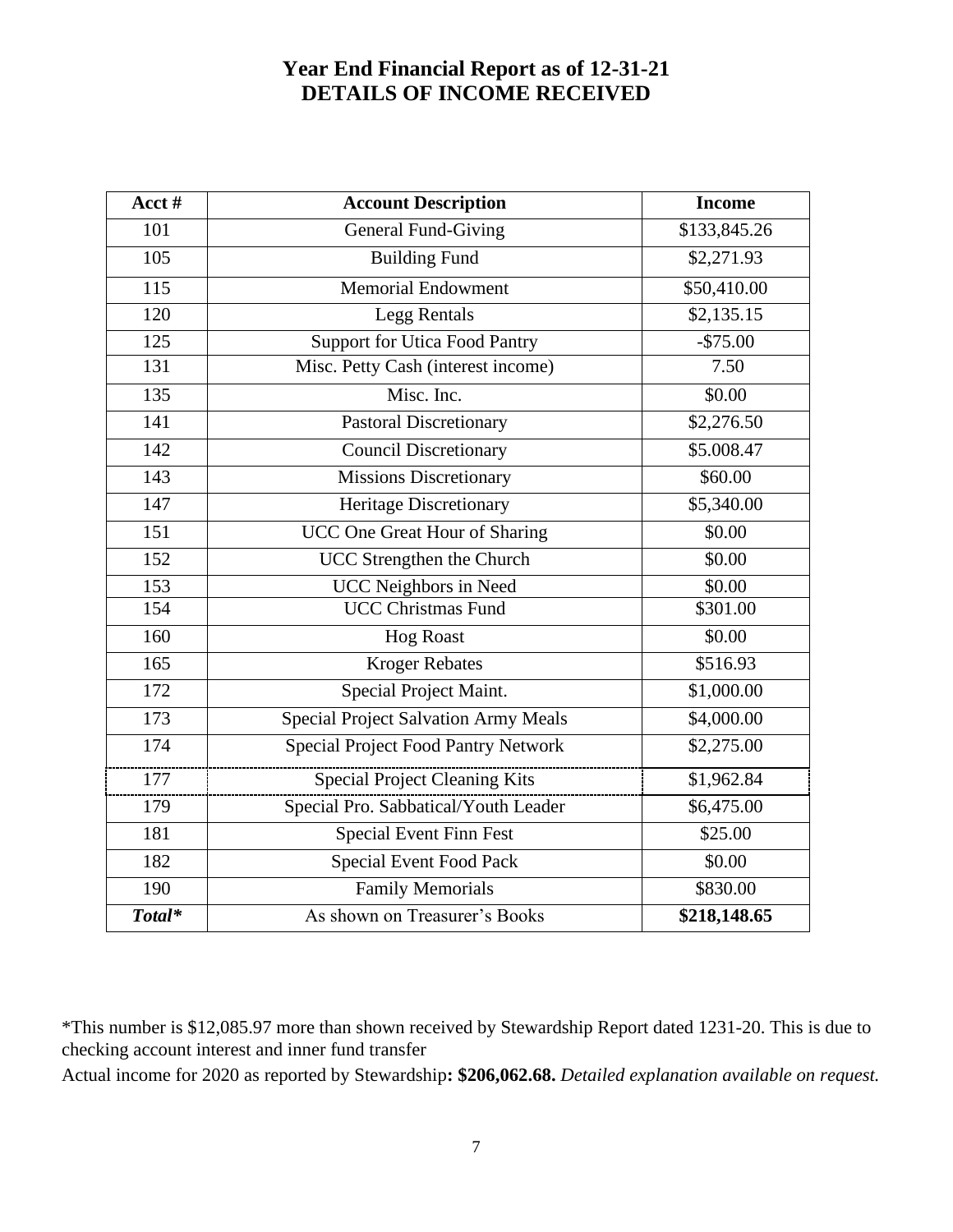# Year End Financial Report as of 12-31-21
# DETAILS OF INCOME RECEIVED

| Acct # | Account Description | Income |
|---|---|---|
| 101 | General Fund-Giving | $133,845.26 |
| 105 | Building Fund | $2,271.93 |
| 115 | Memorial Endowment | $50,410.00 |
| 120 | Legg Rentals | $2,135.15 |
| 125 | Support for Utica Food Pantry | -$75.00 |
| 131 | Misc. Petty Cash (interest income) | 7.50 |
| 135 | Misc. Inc. | $0.00 |
| 141 | Pastoral Discretionary | $2,276.50 |
| 142 | Council Discretionary | $5.008.47 |
| 143 | Missions Discretionary | $60.00 |
| 147 | Heritage Discretionary | $5,340.00 |
| 151 | UCC One Great Hour of Sharing | $0.00 |
| 152 | UCC Strengthen the Church | $0.00 |
| 153 | UCC Neighbors in Need | $0.00 |
| 154 | UCC Christmas Fund | $301.00 |
| 160 | Hog Roast | $0.00 |
| 165 | Kroger Rebates | $516.93 |
| 172 | Special Project Maint. | $1,000.00 |
| 173 | Special Project Salvation Army Meals | $4,000.00 |
| 174 | Special Project Food Pantry Network | $2,275.00 |
| 177 | Special Project Cleaning Kits | $1,962.84 |
| 179 | Special Pro. Sabbatical/Youth Leader | $6,475.00 |
| 181 | Special Event Finn Fest | $25.00 |
| 182 | Special Event Food Pack | $0.00 |
| 190 | Family Memorials | $830.00 |
| ***Total**** | As shown on Treasurer's Books | **$218,148.65** |

*This number is $12,085.97 more than shown received by Stewardship Report dated 1231-20. This is due to checking account interest and inner fund transfer

Actual income for 2020 as reported by Stewardship**: $206,062.68.** *Detailed explanation available on request.*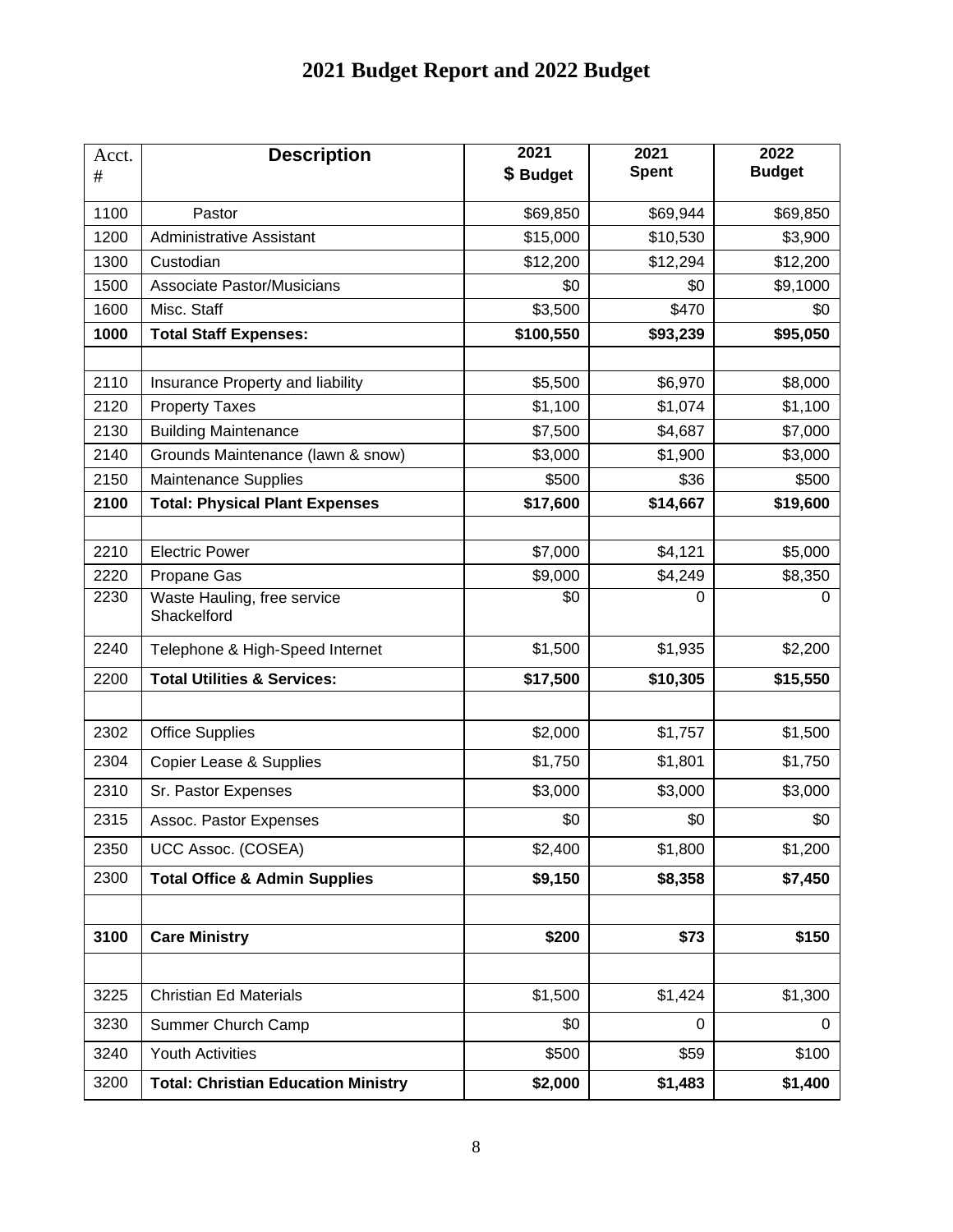# 2021 Budget Report and 2022 Budget

| Acct. # | Description | 2021 $ Budget | 2021 Spent | 2022 Budget |
|---|---|---|---|---|
| 1100 | Pastor | $69,850 | $69,944 | $69,850 |
| 1200 | Administrative Assistant | $15,000 | $10,530 | $3,900 |
| 1300 | Custodian | $12,200 | $12,294 | $12,200 |
| 1500 | Associate Pastor/Musicians | $0 | $0 | $9,1000 |
| 1600 | Misc. Staff | $3,500 | $470 | $0 |
| **1000** | **Total Staff Expenses:** | **$100,550** | **$93,239** | **$95,050** |
| | | | | |
| 2110 | Insurance Property and liability | $5,500 | $6,970 | $8,000 |
| 2120 | Property Taxes | $1,100 | $1,074 | $1,100 |
| 2130 | Building Maintenance | $7,500 | $4,687 | $7,000 |
| 2140 | Grounds Maintenance (lawn & snow) | $3,000 | $1,900 | $3,000 |
| 2150 | Maintenance Supplies | $500 | $36 | $500 |
| **2100** | **Total: Physical Plant Expenses** | **$17,600** | **$14,667** | **$19,600** |
| | | | | |
| 2210 | Electric Power | $7,000 | $4,121 | $5,000 |
| 2220 | Propane Gas | $9,000 | $4,249 | $8,350 |
| 2230 | Waste Hauling, free service Shackelford | $0 | 0 | 0 |
| 2240 | Telephone & High-Speed Internet | $1,500 | $1,935 | $2,200 |
| 2200 | **Total Utilities & Services:** | **$17,500** | **$10,305** | **$15,550** |
| | | | | |
| 2302 | Office Supplies | $2,000 | $1,757 | $1,500 |
| 2304 | Copier Lease & Supplies | $1,750 | $1,801 | $1,750 |
| 2310 | Sr. Pastor Expenses | $3,000 | $3,000 | $3,000 |
| 2315 | Assoc. Pastor Expenses | $0 | $0 | $0 |
| 2350 | UCC Assoc. (COSEA) | $2,400 | $1,800 | $1,200 |
| 2300 | **Total Office & Admin Supplies** | **$9,150** | **$8,358** | **$7,450** |
| | | | | |
| **3100** | **Care Ministry** | **$200** | **$73** | **$150** |
| | | | | |
| 3225 | Christian Ed Materials | $1,500 | $1,424 | $1,300 |
| 3230 | Summer Church Camp | $0 | 0 | 0 |
| 3240 | Youth Activities | $500 | $59 | $100 |
| 3200 | **Total: Christian Education Ministry** | **$2,000** | **$1,483** | **$1,400** |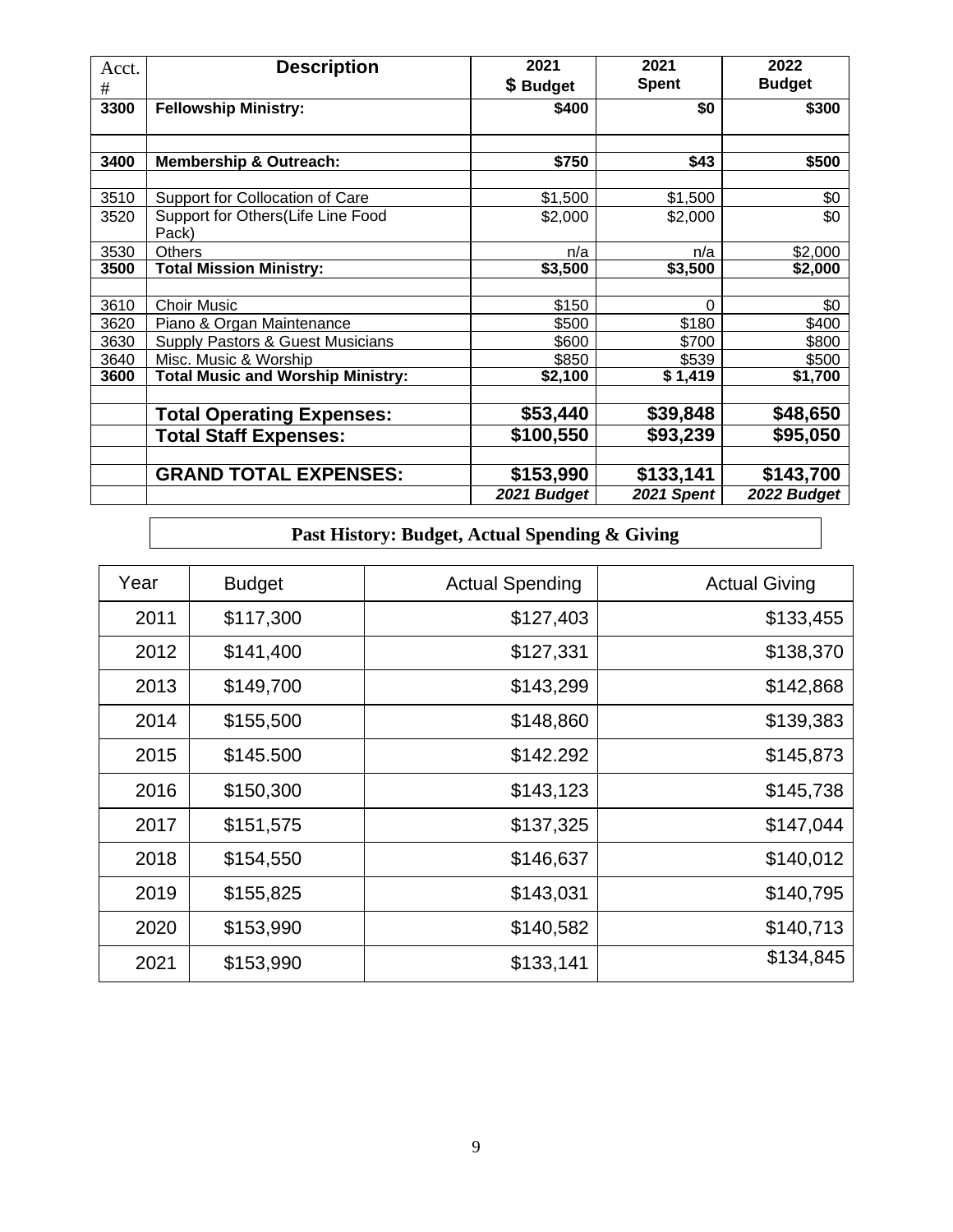| Acct. # | Description | 2021 $ Budget | 2021 Spent | 2022 Budget |
|---|---|---|---|---|
| **3300** | **Fellowship Ministry:** | **$400** | **$0** | **$300** |
| | | | | |
| **3400** | **Membership & Outreach:** | **$750** | **$43** | **$500** |
| | | | | |
| 3510 | Support for Collocation of Care | $1,500 | $1,500 | $0 |
| 3520 | Support for Others(Life Line Food Pack) | $2,000 | $2,000 | $0 |
| 3530 | Others | n/a | n/a | $2,000 |
| **3500** | **Total Mission Ministry:** | **$3,500** | **$3,500** | **$2,000** |
| | | | | |
| 3610 | Choir Music | $150 | 0 | $0 |
| 3620 | Piano & Organ Maintenance | $500 | $180 | $400 |
| 3630 | Supply Pastors & Guest Musicians | $600 | $700 | $800 |
| 3640 | Misc. Music & Worship | $850 | $539 | $500 |
| **3600** | **Total Music and Worship Ministry:** | **$2,100** | **$ 1,419** | **$1,700** |
| | | | | |
| | **Total Operating Expenses:** | **$53,440** | **$39,848** | **$48,650** |
| | **Total Staff Expenses:** | **$100,550** | **$93,239** | **$95,050** |
| | | | | |
| | **GRAND TOTAL EXPENSES:** | **$153,990** | **$133,141** | **$143,700** |
| | | ***2021 Budget*** | ***2021 Spent*** | ***2022 Budget*** |

## Past History: Budget, Actual Spending & Giving

| Year | Budget | Actual Spending | Actual Giving |
|---|---|---|---|
| 2011 | $117,300 | $127,403 | $133,455 |
| 2012 | $141,400 | $127,331 | $138,370 |
| 2013 | $149,700 | $143,299 | $142,868 |
| 2014 | $155,500 | $148,860 | $139,383 |
| 2015 | $145.500 | $142.292 | $145,873 |
| 2016 | $150,300 | $143,123 | $145,738 |
| 2017 | $151,575 | $137,325 | $147,044 |
| 2018 | $154,550 | $146,637 | $140,012 |
| 2019 | $155,825 | $143,031 | $140,795 |
| 2020 | $153,990 | $140,582 | $140,713 |
| 2021 | $153,990 | $133,141 | $134,845 |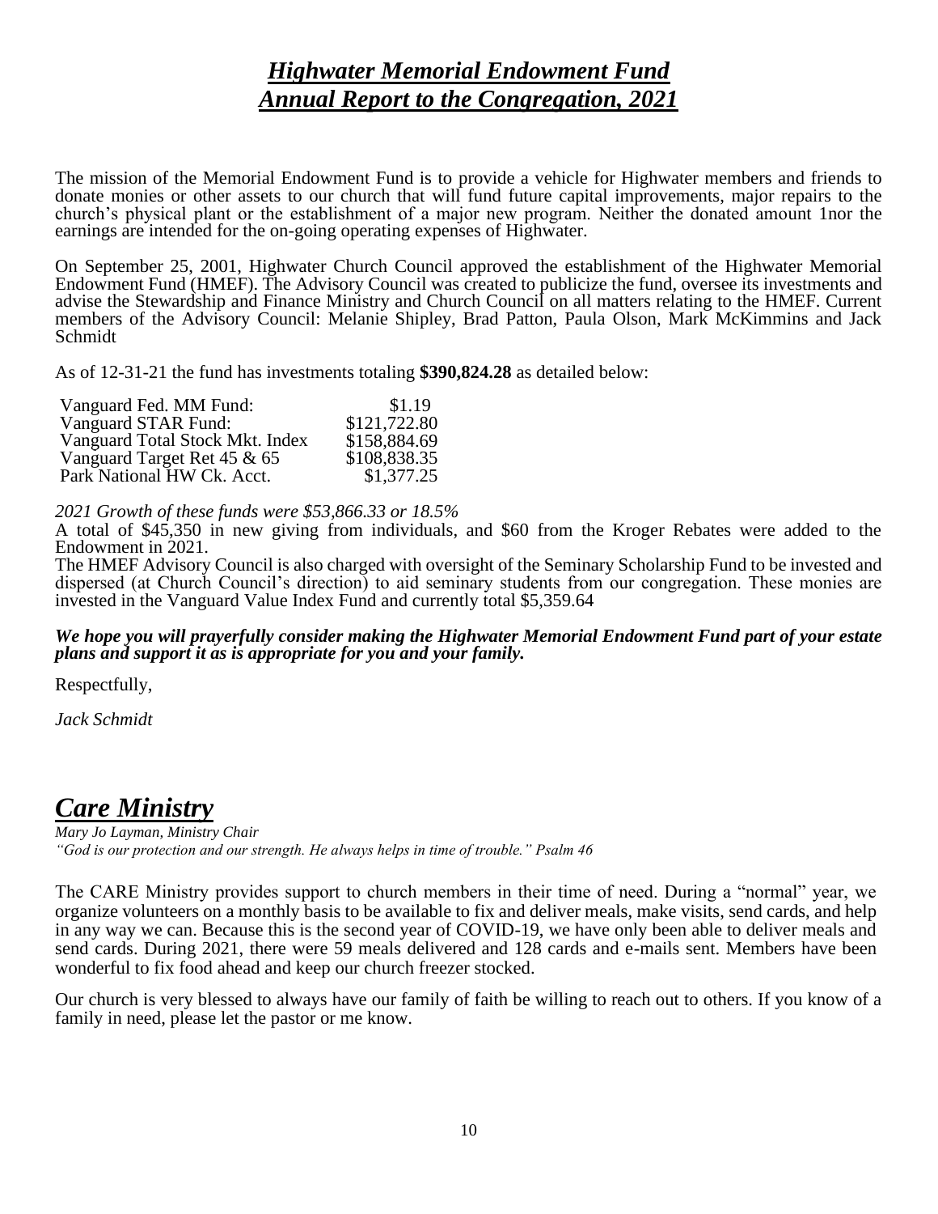# *Highwater Memorial Endowment Fund*
# *Annual Report to the Congregation, 2021*

The mission of the Memorial Endowment Fund is to provide a vehicle for Highwater members and friends to donate monies or other assets to our church that will fund future capital improvements, major repairs to the church's physical plant or the establishment of a major new program. Neither the donated amount 1nor the earnings are intended for the on-going operating expenses of Highwater.

On September 25, 2001, Highwater Church Council approved the establishment of the Highwater Memorial Endowment Fund (HMEF). The Advisory Council was created to publicize the fund, oversee its investments and advise the Stewardship and Finance Ministry and Church Council on all matters relating to the HMEF. Current members of the Advisory Council: Melanie Shipley, Brad Patton, Paula Olson, Mark McKimmins and Jack Schmidt

As of 12-31-21 the fund has investments totaling **$390,824.28** as detailed below:

| | |
|---|---:|
| Vanguard Fed. MM Fund: | $1.19 |
| Vanguard STAR Fund: | $121,722.80 |
| Vanguard Total Stock Mkt. Index | $158,884.69 |
| Vanguard Target Ret 45 & 65 | $108,838.35 |
| Park National HW Ck. Acct. | $1,377.25 |

*2021 Growth of these funds were $53,866.33 or 18.5%*

A total of $45,350 in new giving from individuals, and $60 from the Kroger Rebates were added to the Endowment in 2021.

The HMEF Advisory Council is also charged with oversight of the Seminary Scholarship Fund to be invested and dispersed (at Church Council's direction) to aid seminary students from our congregation. These monies are invested in the Vanguard Value Index Fund and currently total $5,359.64

***We hope you will prayerfully consider making the Highwater Memorial Endowment Fund part of your estate plans and support it as is appropriate for you and your family.***

Respectfully,

*Jack Schmidt*

# *Care Ministry*

*Mary Jo Layman, Ministry Chair*

*"God is our protection and our strength. He always helps in time of trouble." Psalm 46*

The CARE Ministry provides support to church members in their time of need. During a "normal" year, we organize volunteers on a monthly basis to be available to fix and deliver meals, make visits, send cards, and help in any way we can. Because this is the second year of COVID-19, we have only been able to deliver meals and send cards. During 2021, there were 59 meals delivered and 128 cards and e-mails sent. Members have been wonderful to fix food ahead and keep our church freezer stocked.

Our church is very blessed to always have our family of faith be willing to reach out to others. If you know of a family in need, please let the pastor or me know.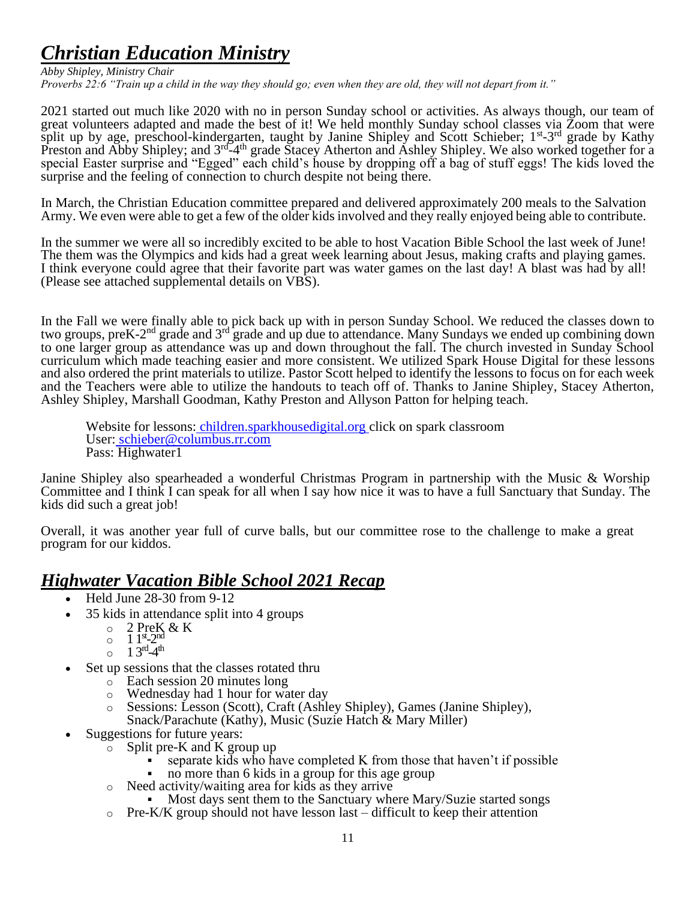# *Christian Education Ministry*

*Abby Shipley, Ministry Chair*
*Proverbs 22:6 "Train up a child in the way they should go; even when they are old, they will not depart from it."*

2021 started out much like 2020 with no in person Sunday school or activities. As always though, our team of great volunteers adapted and made the best of it! We held monthly Sunday school classes via Zoom that were split up by age, preschool-kindergarten, taught by Janine Shipley and Scott Schieber; 1st-3rd grade by Kathy Preston and Abby Shipley; and 3rd-4th grade Stacey Atherton and Ashley Shipley. We also worked together for a special Easter surprise and "Egged" each child's house by dropping off a bag of stuff eggs! The kids loved the surprise and the feeling of connection to church despite not being there.

In March, the Christian Education committee prepared and delivered approximately 200 meals to the Salvation Army. We even were able to get a few of the older kids involved and they really enjoyed being able to contribute.

In the summer we were all so incredibly excited to be able to host Vacation Bible School the last week of June! The them was the Olympics and kids had a great week learning about Jesus, making crafts and playing games. I think everyone could agree that their favorite part was water games on the last day! A blast was had by all! (Please see attached supplemental details on VBS).

In the Fall we were finally able to pick back up with in person Sunday School. We reduced the classes down to two groups, preK-2nd grade and 3rd grade and up due to attendance. Many Sundays we ended up combining down to one larger group as attendance was up and down throughout the fall. The church invested in Sunday School curriculum which made teaching easier and more consistent. We utilized Spark House Digital for these lessons and also ordered the print materials to utilize. Pastor Scott helped to identify the lessons to focus on for each week and the Teachers were able to utilize the handouts to teach off of. Thanks to Janine Shipley, Stacey Atherton, Ashley Shipley, Marshall Goodman, Kathy Preston and Allyson Patton for helping teach.

Website for lessons: children.sparkhousedigital.org click on spark classroom
User: schieber@columbus.rr.com
Pass: Highwater1

Janine Shipley also spearheaded a wonderful Christmas Program in partnership with the Music & Worship Committee and I think I can speak for all when I say how nice it was to have a full Sanctuary that Sunday. The kids did such a great job!

Overall, it was another year full of curve balls, but our committee rose to the challenge to make a great program for our kiddos.

## *Highwater Vacation Bible School 2021 Recap*

- Held June 28-30 from 9-12
- 35 kids in attendance split into 4 groups
  - 2 PreK & K
  - 1 1st-2nd
  - 1 3rd-4th
- Set up sessions that the classes rotated thru
  - Each session 20 minutes long
  - Wednesday had 1 hour for water day
  - Sessions: Lesson (Scott), Craft (Ashley Shipley), Games (Janine Shipley), Snack/Parachute (Kathy), Music (Suzie Hatch & Mary Miller)
- Suggestions for future years:
  - Split pre-K and K group up
    - separate kids who have completed K from those that haven't if possible
    - no more than 6 kids in a group for this age group
  - Need activity/waiting area for kids as they arrive
    - Most days sent them to the Sanctuary where Mary/Suzie started songs
  - Pre-K/K group should not have lesson last – difficult to keep their attention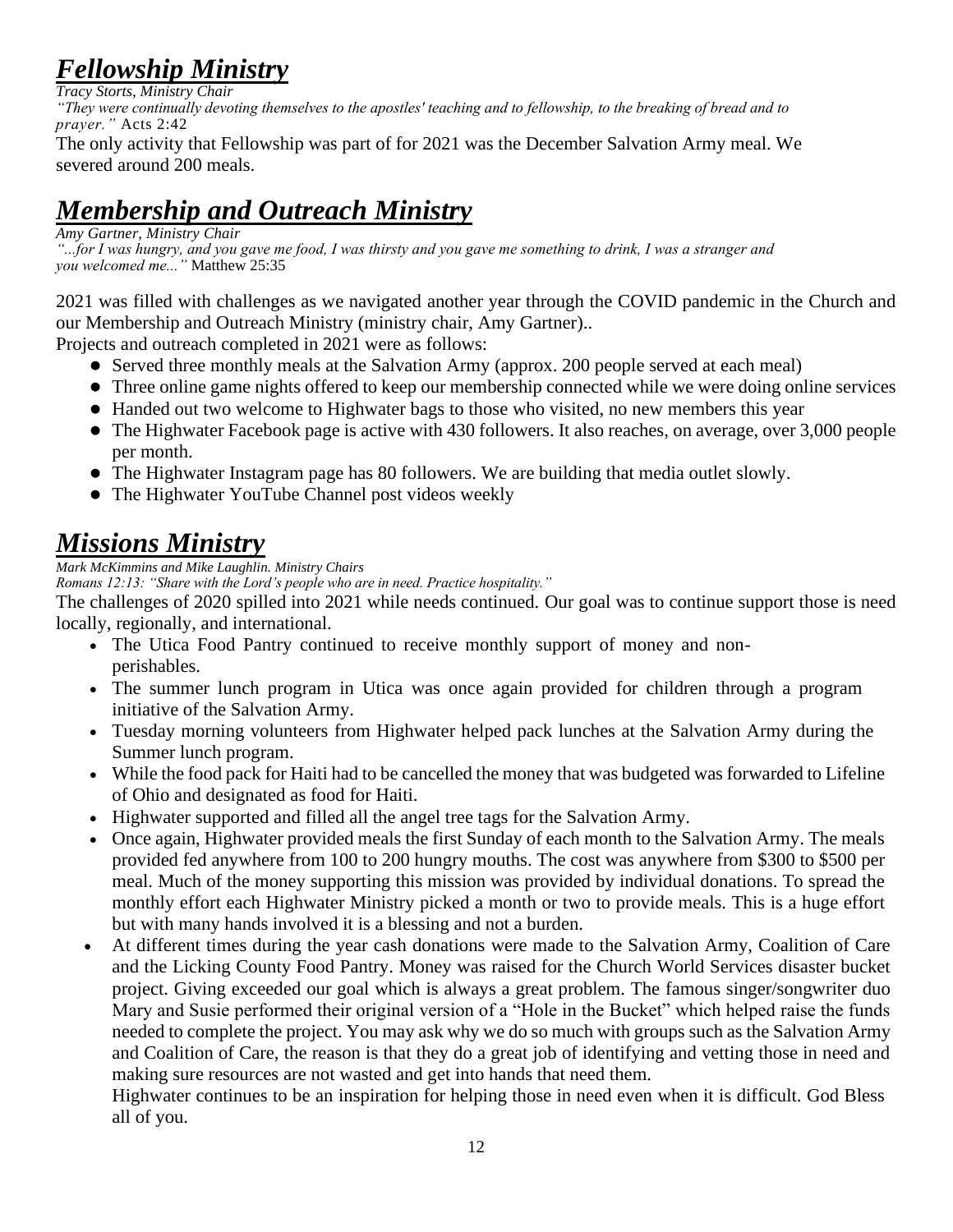# *Fellowship Ministry*

*Tracy Storts, Ministry Chair*

*"They were continually devoting themselves to the apostles' teaching and to fellowship, to the breaking of bread and to prayer."* Acts 2:42

The only activity that Fellowship was part of for 2021 was the December Salvation Army meal. We severed around 200 meals.

# *Membership and Outreach Ministry*

*Amy Gartner, Ministry Chair*

*"...for I was hungry, and you gave me food, I was thirsty and you gave me something to drink, I was a stranger and you welcomed me..."* Matthew 25:35

2021 was filled with challenges as we navigated another year through the COVID pandemic in the Church and our Membership and Outreach Ministry (ministry chair, Amy Gartner)..

Projects and outreach completed in 2021 were as follows:

- Served three monthly meals at the Salvation Army (approx. 200 people served at each meal)
- Three online game nights offered to keep our membership connected while we were doing online services
- Handed out two welcome to Highwater bags to those who visited, no new members this year
- The Highwater Facebook page is active with 430 followers. It also reaches, on average, over 3,000 people per month.
- The Highwater Instagram page has 80 followers. We are building that media outlet slowly.
- The Highwater YouTube Channel post videos weekly

# *Missions Ministry*

*Mark McKimmins and Mike Laughlin. Ministry Chairs*

*Romans 12:13: "Share with the Lord's people who are in need. Practice hospitality."*

The challenges of 2020 spilled into 2021 while needs continued. Our goal was to continue support those is need locally, regionally, and international.

- The Utica Food Pantry continued to receive monthly support of money and non-perishables.
- The summer lunch program in Utica was once again provided for children through a program initiative of the Salvation Army.
- Tuesday morning volunteers from Highwater helped pack lunches at the Salvation Army during the Summer lunch program.
- While the food pack for Haiti had to be cancelled the money that was budgeted was forwarded to Lifeline of Ohio and designated as food for Haiti.
- Highwater supported and filled all the angel tree tags for the Salvation Army.
- Once again, Highwater provided meals the first Sunday of each month to the Salvation Army. The meals provided fed anywhere from 100 to 200 hungry mouths. The cost was anywhere from $300 to $500 per meal. Much of the money supporting this mission was provided by individual donations. To spread the monthly effort each Highwater Ministry picked a month or two to provide meals. This is a huge effort but with many hands involved it is a blessing and not a burden.
- At different times during the year cash donations were made to the Salvation Army, Coalition of Care and the Licking County Food Pantry. Money was raised for the Church World Services disaster bucket project. Giving exceeded our goal which is always a great problem. The famous singer/songwriter duo Mary and Susie performed their original version of a "Hole in the Bucket" which helped raise the funds needed to complete the project. You may ask why we do so much with groups such as the Salvation Army and Coalition of Care, the reason is that they do a great job of identifying and vetting those in need and making sure resources are not wasted and get into hands that need them.

  Highwater continues to be an inspiration for helping those in need even when it is difficult. God Bless all of you.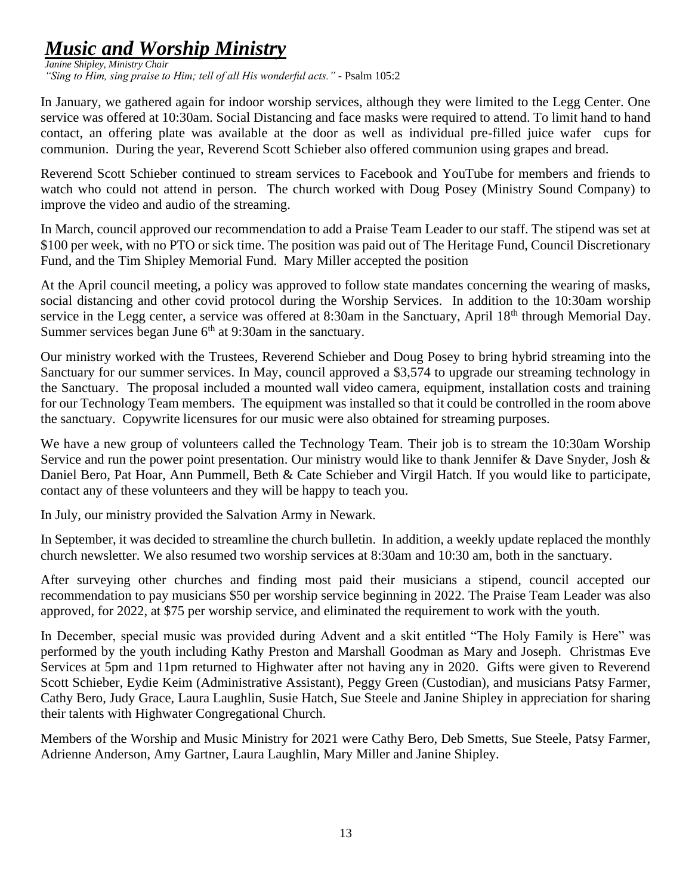# ***Music and Worship Ministry***

*Janine Shipley, Ministry Chair*
*"Sing to Him, sing praise to Him; tell of all His wonderful acts."* - Psalm 105:2

In January, we gathered again for indoor worship services, although they were limited to the Legg Center. One service was offered at 10:30am. Social Distancing and face masks were required to attend. To limit hand to hand contact, an offering plate was available at the door as well as individual pre-filled juice wafer cups for communion. During the year, Reverend Scott Schieber also offered communion using grapes and bread.

Reverend Scott Schieber continued to stream services to Facebook and YouTube for members and friends to watch who could not attend in person. The church worked with Doug Posey (Ministry Sound Company) to improve the video and audio of the streaming.

In March, council approved our recommendation to add a Praise Team Leader to our staff. The stipend was set at \$100 per week, with no PTO or sick time. The position was paid out of The Heritage Fund, Council Discretionary Fund, and the Tim Shipley Memorial Fund. Mary Miller accepted the position

At the April council meeting, a policy was approved to follow state mandates concerning the wearing of masks, social distancing and other covid protocol during the Worship Services. In addition to the 10:30am worship service in the Legg center, a service was offered at 8:30am in the Sanctuary, April 18th through Memorial Day. Summer services began June 6th at 9:30am in the sanctuary.

Our ministry worked with the Trustees, Reverend Schieber and Doug Posey to bring hybrid streaming into the Sanctuary for our summer services. In May, council approved a \$3,574 to upgrade our streaming technology in the Sanctuary. The proposal included a mounted wall video camera, equipment, installation costs and training for our Technology Team members. The equipment was installed so that it could be controlled in the room above the sanctuary. Copywrite licensures for our music were also obtained for streaming purposes.

We have a new group of volunteers called the Technology Team. Their job is to stream the 10:30am Worship Service and run the power point presentation. Our ministry would like to thank Jennifer & Dave Snyder, Josh & Daniel Bero, Pat Hoar, Ann Pummell, Beth & Cate Schieber and Virgil Hatch. If you would like to participate, contact any of these volunteers and they will be happy to teach you.

In July, our ministry provided the Salvation Army in Newark.

In September, it was decided to streamline the church bulletin. In addition, a weekly update replaced the monthly church newsletter. We also resumed two worship services at 8:30am and 10:30 am, both in the sanctuary.

After surveying other churches and finding most paid their musicians a stipend, council accepted our recommendation to pay musicians \$50 per worship service beginning in 2022. The Praise Team Leader was also approved, for 2022, at \$75 per worship service, and eliminated the requirement to work with the youth.

In December, special music was provided during Advent and a skit entitled "The Holy Family is Here" was performed by the youth including Kathy Preston and Marshall Goodman as Mary and Joseph. Christmas Eve Services at 5pm and 11pm returned to Highwater after not having any in 2020. Gifts were given to Reverend Scott Schieber, Eydie Keim (Administrative Assistant), Peggy Green (Custodian), and musicians Patsy Farmer, Cathy Bero, Judy Grace, Laura Laughlin, Susie Hatch, Sue Steele and Janine Shipley in appreciation for sharing their talents with Highwater Congregational Church.

Members of the Worship and Music Ministry for 2021 were Cathy Bero, Deb Smetts, Sue Steele, Patsy Farmer, Adrienne Anderson, Amy Gartner, Laura Laughlin, Mary Miller and Janine Shipley.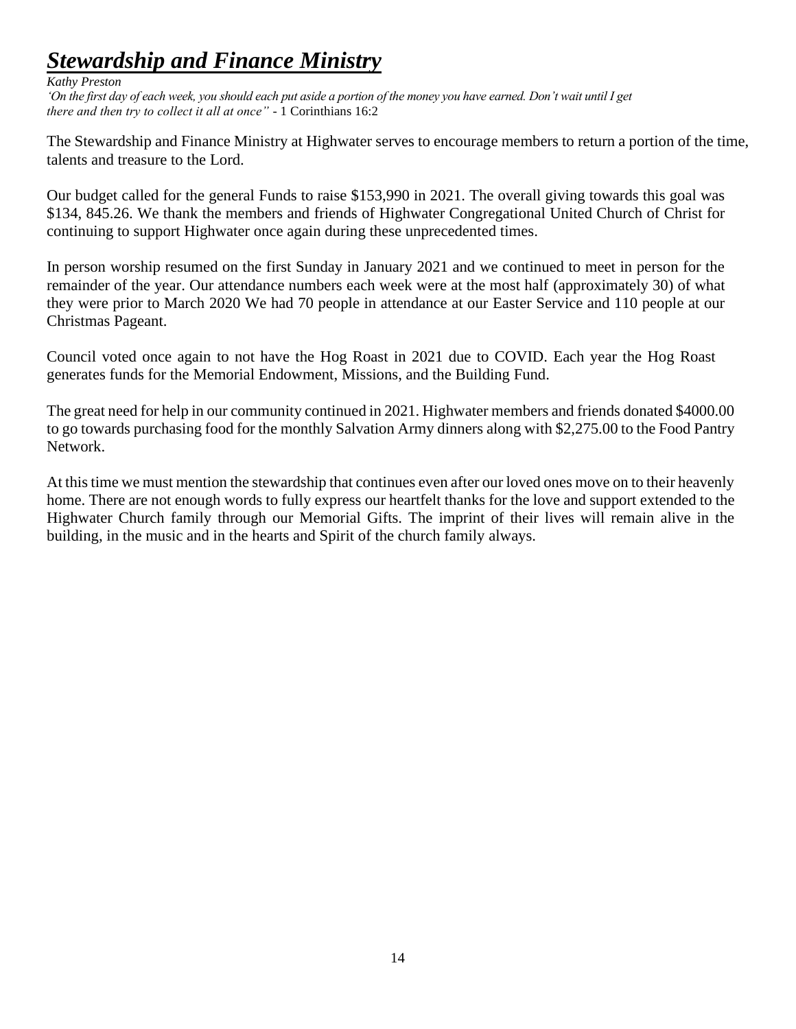# ***Stewardship and Finance Ministry***

*Kathy Preston*

*'On the first day of each week, you should each put aside a portion of the money you have earned. Don't wait until I get there and then try to collect it all at once"* - 1 Corinthians 16:2

The Stewardship and Finance Ministry at Highwater serves to encourage members to return a portion of the time, talents and treasure to the Lord.

Our budget called for the general Funds to raise $153,990 in 2021. The overall giving towards this goal was $134, 845.26. We thank the members and friends of Highwater Congregational United Church of Christ for continuing to support Highwater once again during these unprecedented times.

In person worship resumed on the first Sunday in January 2021 and we continued to meet in person for the remainder of the year. Our attendance numbers each week were at the most half (approximately 30) of what they were prior to March 2020 We had 70 people in attendance at our Easter Service and 110 people at our Christmas Pageant.

Council voted once again to not have the Hog Roast in 2021 due to COVID. Each year the Hog Roast generates funds for the Memorial Endowment, Missions, and the Building Fund.

The great need for help in our community continued in 2021. Highwater members and friends donated $4000.00 to go towards purchasing food for the monthly Salvation Army dinners along with $2,275.00 to the Food Pantry Network.

At this time we must mention the stewardship that continues even after our loved ones move on to their heavenly home. There are not enough words to fully express our heartfelt thanks for the love and support extended to the Highwater Church family through our Memorial Gifts. The imprint of their lives will remain alive in the building, in the music and in the hearts and Spirit of the church family always.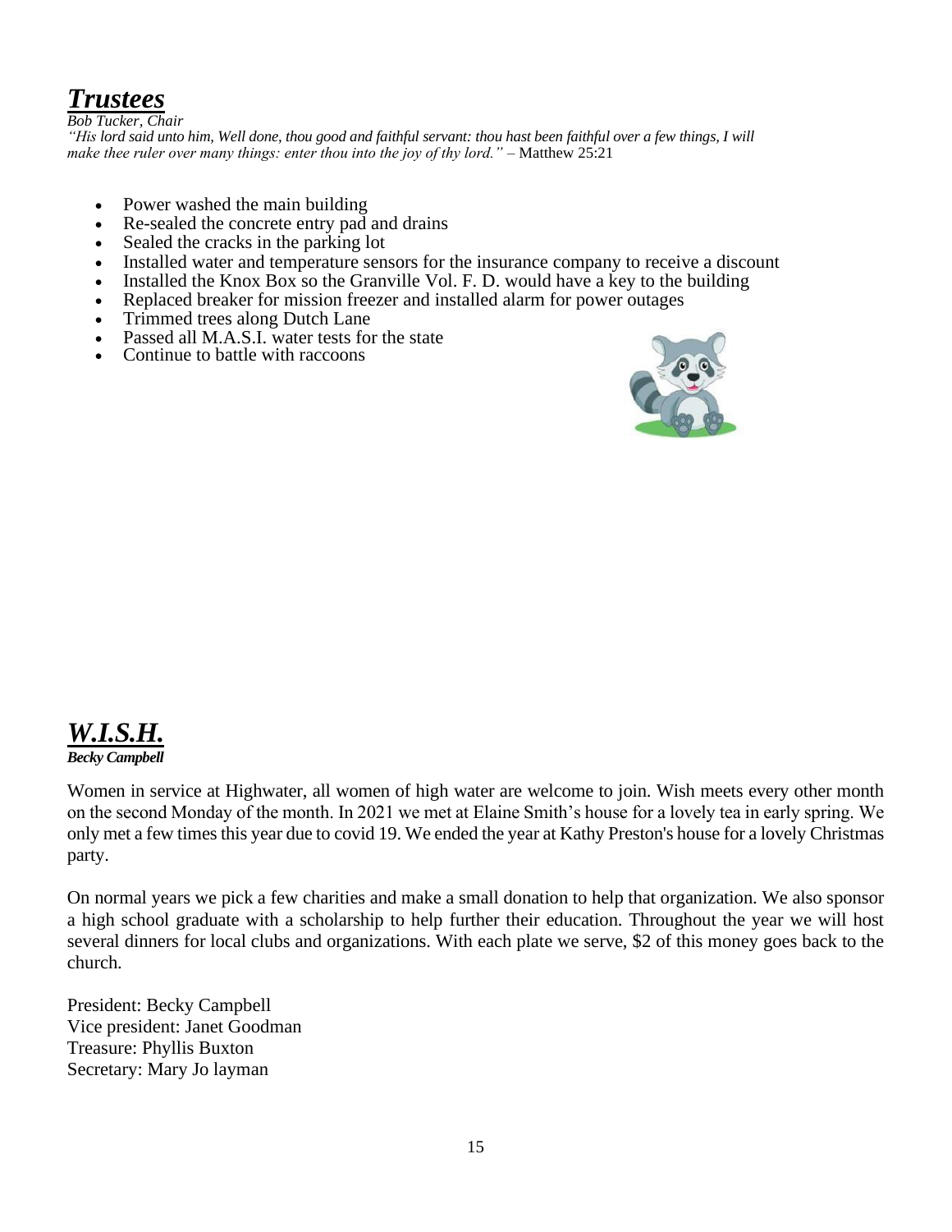# ***Trustees***

*Bob Tucker, Chair*

*"His lord said unto him, Well done, thou good and faithful servant: thou hast been faithful over a few things, I will make thee ruler over many things: enter thou into the joy of thy lord."* – Matthew 25:21

- Power washed the main building
- Re-sealed the concrete entry pad and drains
- Sealed the cracks in the parking lot
- Installed water and temperature sensors for the insurance company to receive a discount
- Installed the Knox Box so the Granville Vol. F. D. would have a key to the building
- Replaced breaker for mission freezer and installed alarm for power outages
- Trimmed trees along Dutch Lane
- Passed all M.A.S.I. water tests for the state
- Continue to battle with raccoons

# ***W.I.S.H.***

***Becky Campbell***

Women in service at Highwater, all women of high water are welcome to join. Wish meets every other month on the second Monday of the month. In 2021 we met at Elaine Smith's house for a lovely tea in early spring. We only met a few times this year due to covid 19. We ended the year at Kathy Preston's house for a lovely Christmas party.

On normal years we pick a few charities and make a small donation to help that organization. We also sponsor a high school graduate with a scholarship to help further their education. Throughout the year we will host several dinners for local clubs and organizations. With each plate we serve, $2 of this money goes back to the church.

President: Becky Campbell  
Vice president: Janet Goodman  
Treasure: Phyllis Buxton  
Secretary: Mary Jo layman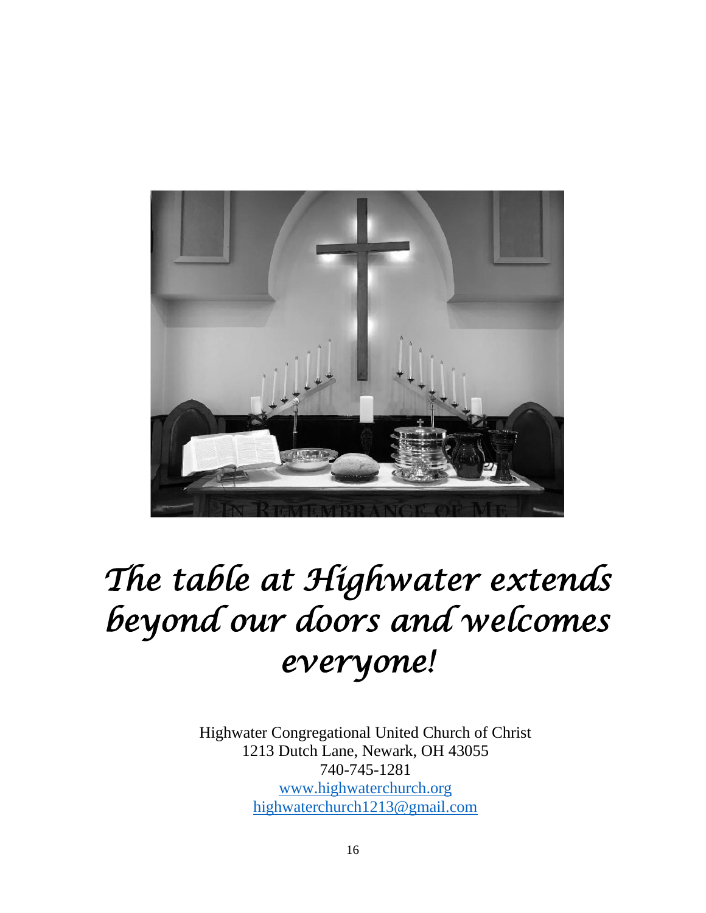*The table at Highwater extends beyond our doors and welcomes everyone!*

Highwater Congregational United Church of Christ
1213 Dutch Lane, Newark, OH 43055
740-745-1281
www.highwaterchurch.org
highwaterchurch1213@gmail.com